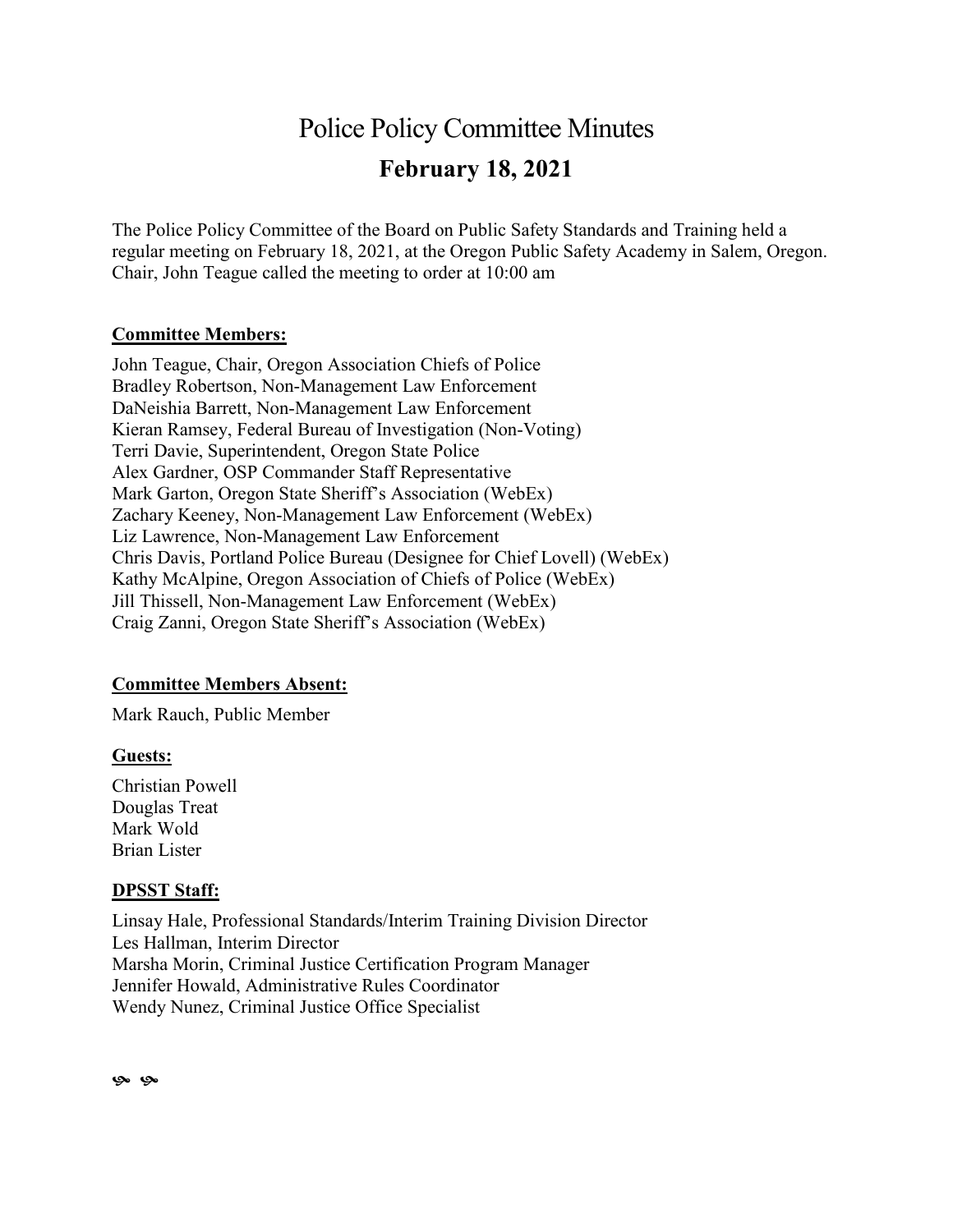# Police Policy Committee Minutes

## February 18, 2021

The Police Policy Committee of the Board on Public Safety Standards and Training held a regular meeting on February 18, 2021, at the Oregon Public Safety Academy in Salem, Oregon. Chair, John Teague called the meeting to order at 10:00 am

**Committee Members:**

John Teague, Chair, Oregon Association Chiefs of Police
Bradley Robertson, Non-Management Law Enforcement
DaNeishia Barrett, Non-Management Law Enforcement
Kieran Ramsey, Federal Bureau of Investigation (Non-Voting)
Terri Davie, Superintendent, Oregon State Police
Alex Gardner, OSP Commander Staff Representative
Mark Garton, Oregon State Sheriff's Association (WebEx)
Zachary Keeney, Non-Management Law Enforcement (WebEx)
Liz Lawrence, Non-Management Law Enforcement
Chris Davis, Portland Police Bureau (Designee for Chief Lovell) (WebEx)
Kathy McAlpine, Oregon Association of Chiefs of Police (WebEx)
Jill Thissell, Non-Management Law Enforcement (WebEx)
Craig Zanni, Oregon State Sheriff's Association (WebEx)

**Committee Members Absent:**

Mark Rauch, Public Member

**Guests:**

Christian Powell
Douglas Treat
Mark Wold
Brian Lister

**DPSST Staff:**

Linsay Hale, Professional Standards/Interim Training Division Director
Les Hallman, Interim Director
Marsha Morin, Criminal Justice Certification Program Manager
Jennifer Howald, Administrative Rules Coordinator
Wendy Nunez, Criminal Justice Office Specialist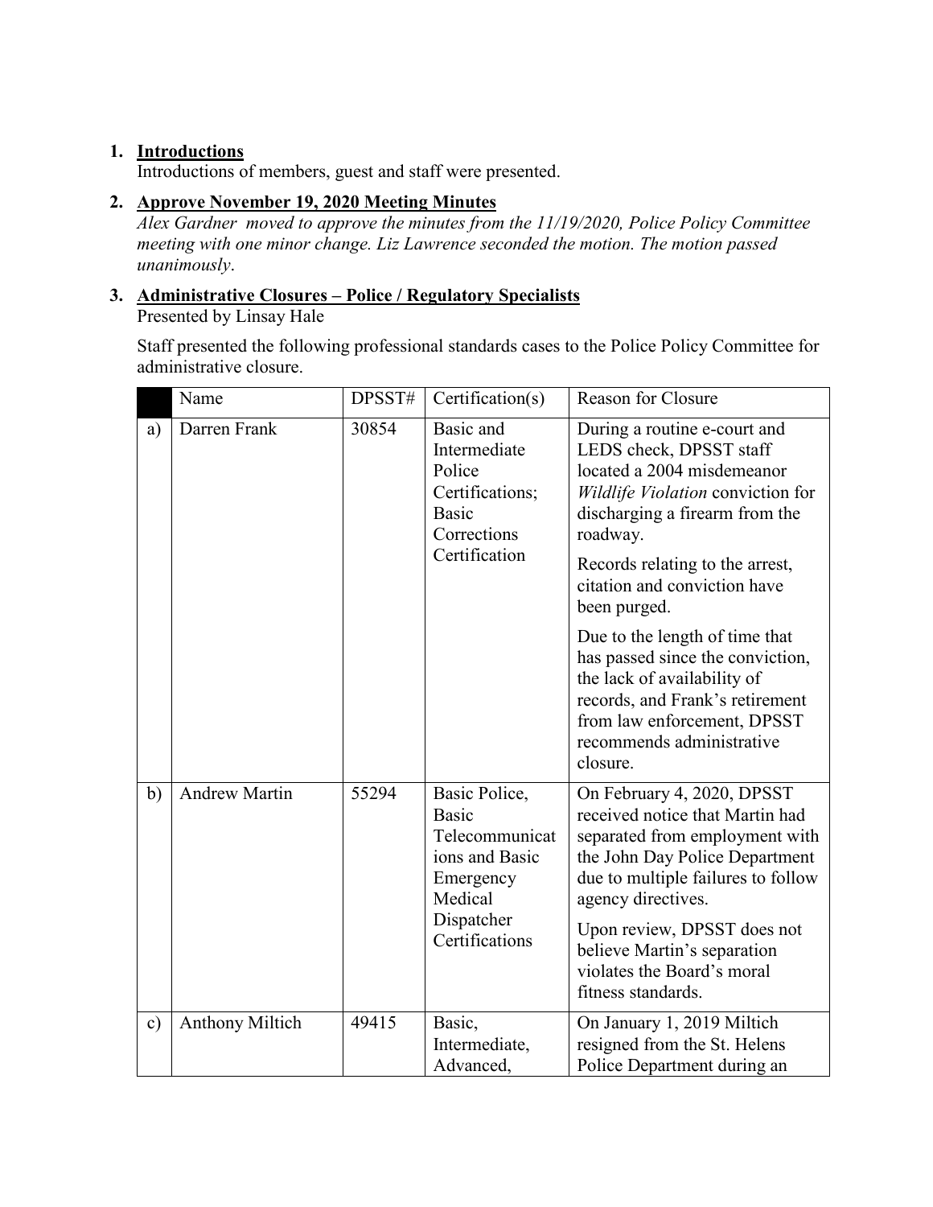1. **Introductions**
   Introductions of members, guest and staff were presented.

2. **Approve November 19, 2020 Meeting Minutes**
   *Alex Gardner moved to approve the minutes from the 11/19/2020, Police Policy Committee meeting with one minor change. Liz Lawrence seconded the motion. The motion passed unanimously*.

3. **Administrative Closures – Police / Regulatory Specialists**
   Presented by Linsay Hale

   Staff presented the following professional standards cases to the Police Policy Committee for administrative closure.

| | Name | DPSST# | Certification(s) | Reason for Closure |
|---|---|---|---|---|
| a) | Darren Frank | 30854 | Basic and Intermediate Police Certifications; Basic Corrections Certification | During a routine e-court and LEDS check, DPSST staff located a 2004 misdemeanor *Wildlife Violation* conviction for discharging a firearm from the roadway.<br><br>Records relating to the arrest, citation and conviction have been purged.<br><br>Due to the length of time that has passed since the conviction, the lack of availability of records, and Frank's retirement from law enforcement, DPSST recommends administrative closure. |
| b) | Andrew Martin | 55294 | Basic Police, Basic Telecommunications and Basic Emergency Medical Dispatcher Certifications | On February 4, 2020, DPSST received notice that Martin had separated from employment with the John Day Police Department due to multiple failures to follow agency directives.<br><br>Upon review, DPSST does not believe Martin's separation violates the Board's moral fitness standards. |
| c) | Anthony Miltich | 49415 | Basic, Intermediate, Advanced, | On January 1, 2019 Miltich resigned from the St. Helens Police Department during an |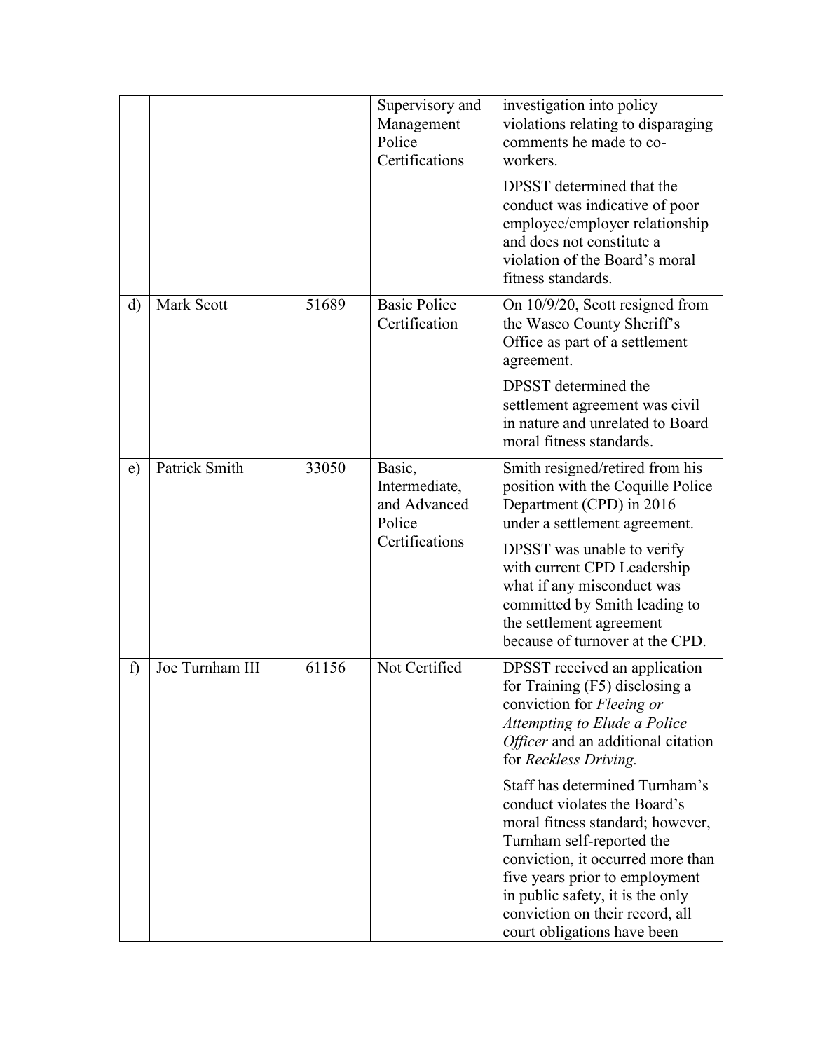| | | | | |
|---|---|---|---|---|
| | | | Supervisory and Management Police Certifications | investigation into policy violations relating to disparaging comments he made to co-workers.<br><br>DPSST determined that the conduct was indicative of poor employee/employer relationship and does not constitute a violation of the Board's moral fitness standards. |
| d) | Mark Scott | 51689 | Basic Police Certification | On 10/9/20, Scott resigned from the Wasco County Sheriff's Office as part of a settlement agreement.<br><br>DPSST determined the settlement agreement was civil in nature and unrelated to Board moral fitness standards. |
| e) | Patrick Smith | 33050 | Basic, Intermediate, and Advanced Police Certifications | Smith resigned/retired from his position with the Coquille Police Department (CPD) in 2016 under a settlement agreement.<br><br>DPSST was unable to verify with current CPD Leadership what if any misconduct was committed by Smith leading to the settlement agreement because of turnover at the CPD. |
| f) | Joe Turnham III | 61156 | Not Certified | DPSST received an application for Training (F5) disclosing a conviction for *Fleeing or Attempting to Elude a Police Officer* and an additional citation for *Reckless Driving.*<br><br>Staff has determined Turnham's conduct violates the Board's moral fitness standard; however, Turnham self-reported the conviction, it occurred more than five years prior to employment in public safety, it is the only conviction on their record, all court obligations have been |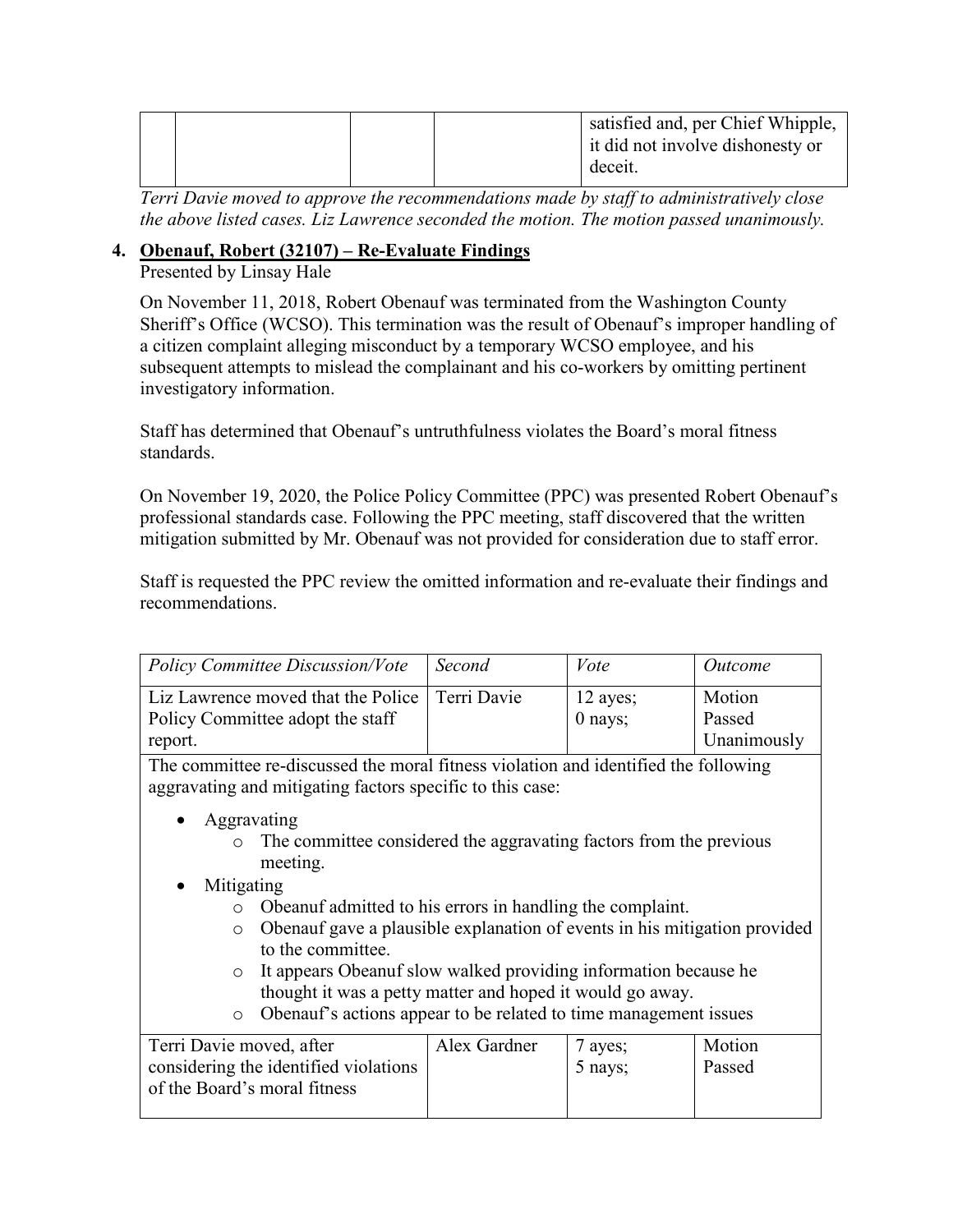| | | | | satisfied and, per Chief Whipple, it did not involve dishonesty or deceit. |
|---|---|---|---|---|

*Terri Davie moved to approve the recommendations made by staff to administratively close the above listed cases. Liz Lawrence seconded the motion. The motion passed unanimously.*

4. **Obenauf, Robert (32107) – Re-Evaluate Findings**

Presented by Linsay Hale

On November 11, 2018, Robert Obenauf was terminated from the Washington County Sheriff's Office (WCSO). This termination was the result of Obenauf's improper handling of a citizen complaint alleging misconduct by a temporary WCSO employee, and his subsequent attempts to mislead the complainant and his co-workers by omitting pertinent investigatory information.

Staff has determined that Obenauf's untruthfulness violates the Board's moral fitness standards.

On November 19, 2020, the Police Policy Committee (PPC) was presented Robert Obenauf's professional standards case. Following the PPC meeting, staff discovered that the written mitigation submitted by Mr. Obenauf was not provided for consideration due to staff error.

Staff is requested the PPC review the omitted information and re-evaluate their findings and recommendations.

| *Policy Committee Discussion/Vote* | *Second* | *Vote* | *Outcome* |
|---|---|---|---|
| Liz Lawrence moved that the Police Policy Committee adopt the staff report. | Terri Davie | 12 ayes; 0 nays; | Motion Passed Unanimously |
| The committee re-discussed the moral fitness violation and identified the following aggravating and mitigating factors specific to this case:<br><br>• Aggravating<br>&nbsp;&nbsp;o The committee considered the aggravating factors from the previous meeting.<br>• Mitigating<br>&nbsp;&nbsp;o Obeanuf admitted to his errors in handling the complaint.<br>&nbsp;&nbsp;o Obenauf gave a plausible explanation of events in his mitigation provided to the committee.<br>&nbsp;&nbsp;o It appears Obeanuf slow walked providing information because he thought it was a petty matter and hoped it would go away.<br>&nbsp;&nbsp;o Obenauf's actions appear to be related to time management issues | | | |
| Terri Davie moved, after considering the identified violations of the Board's moral fitness | Alex Gardner | 7 ayes; 5 nays; | Motion Passed |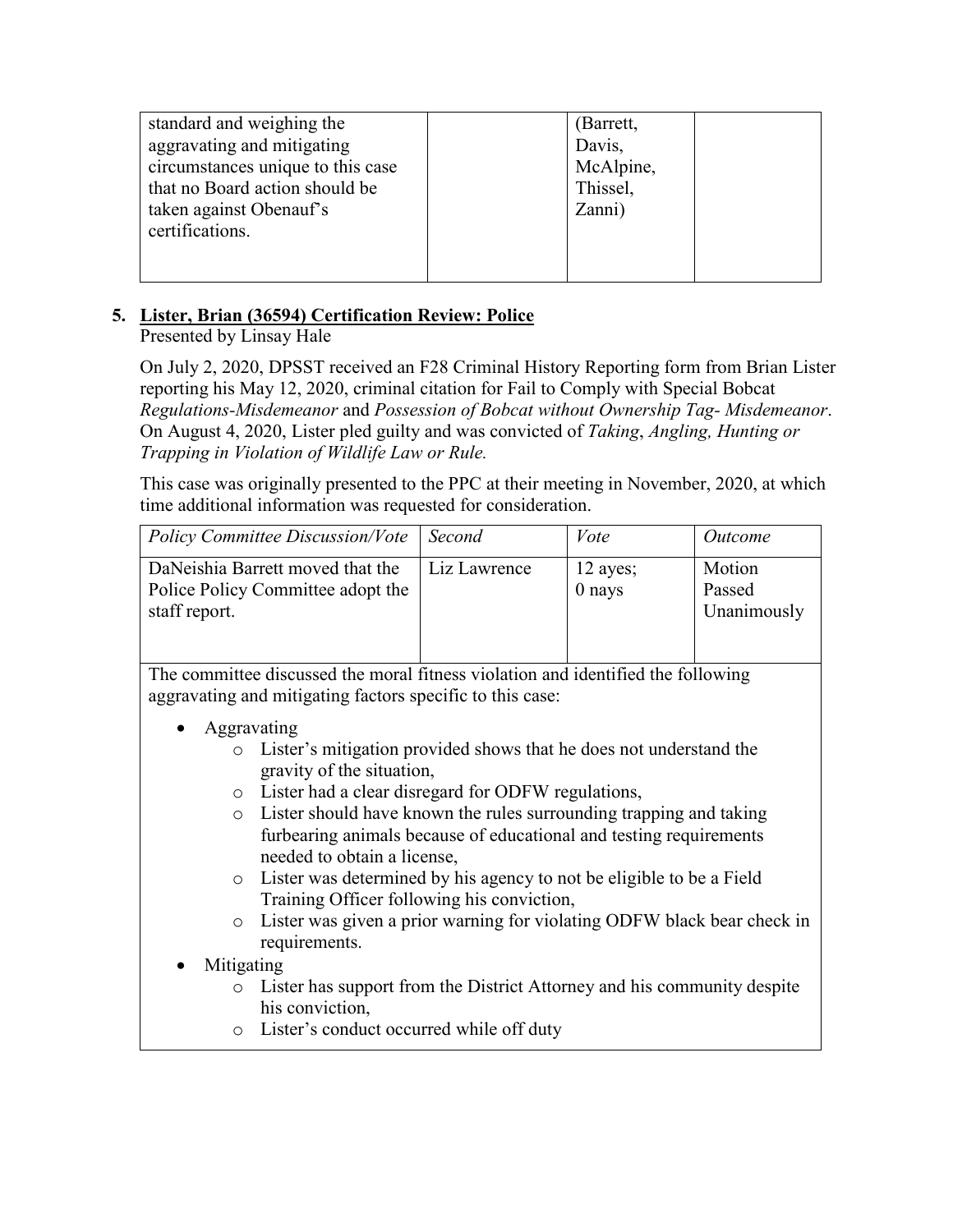| | | | |
|---|---|---|---|
| standard and weighing the aggravating and mitigating circumstances unique to this case that no Board action should be taken against Obenauf's certifications. | | (Barrett, Davis, McAlpine, Thissel, Zanni) | |

**5. Lister, Brian (36594) Certification Review: Police**

Presented by Linsay Hale

On July 2, 2020, DPSST received an F28 Criminal History Reporting form from Brian Lister reporting his May 12, 2020, criminal citation for Fail to Comply with Special Bobcat *Regulations-Misdemeanor* and *Possession of Bobcat without Ownership Tag- Misdemeanor*. On August 4, 2020, Lister pled guilty and was convicted of *Taking*, *Angling, Hunting or Trapping in Violation of Wildlife Law or Rule.*

This case was originally presented to the PPC at their meeting in November, 2020, at which time additional information was requested for consideration.

| *Policy Committee Discussion/Vote* | *Second* | *Vote* | *Outcome* |
|---|---|---|---|
| DaNeishia Barrett moved that the Police Policy Committee adopt the staff report. | Liz Lawrence | 12 ayes; 0 nays | Motion Passed Unanimously |

The committee discussed the moral fitness violation and identified the following aggravating and mitigating factors specific to this case:

- Aggravating
  - Lister's mitigation provided shows that he does not understand the gravity of the situation,
  - Lister had a clear disregard for ODFW regulations,
  - Lister should have known the rules surrounding trapping and taking furbearing animals because of educational and testing requirements needed to obtain a license,
  - Lister was determined by his agency to not be eligible to be a Field Training Officer following his conviction,
  - Lister was given a prior warning for violating ODFW black bear check in requirements.
- Mitigating
  - Lister has support from the District Attorney and his community despite his conviction,
  - Lister's conduct occurred while off duty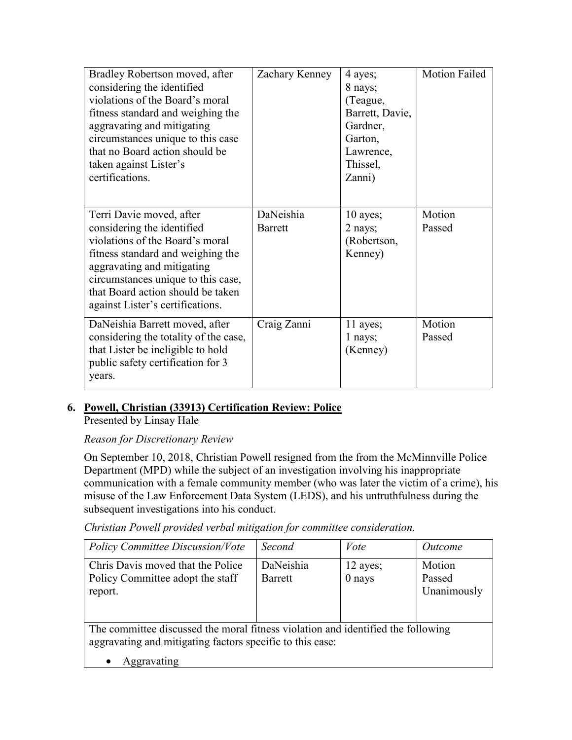| Bradley Robertson moved, after considering the identified violations of the Board's moral fitness standard and weighing the aggravating and mitigating circumstances unique to this case that no Board action should be taken against Lister's certifications. | Zachary Kenney | 4 ayes; 8 nays; (Teague, Barrett, Davie, Gardner, Garton, Lawrence, Thissel, Zanni) | Motion Failed |
|---|---|---|---|
| Terri Davie moved, after considering the identified violations of the Board's moral fitness standard and weighing the aggravating and mitigating circumstances unique to this case, that Board action should be taken against Lister's certifications. | DaNeishia Barrett | 10 ayes; 2 nays; (Robertson, Kenney) | Motion Passed |
| DaNeishia Barrett moved, after considering the totality of the case, that Lister be ineligible to hold public safety certification for 3 years. | Craig Zanni | 11 ayes; 1 nays; (Kenney) | Motion Passed |

## 6. Powell, Christian (33913) Certification Review: Police

Presented by Linsay Hale

*Reason for Discretionary Review*

On September 10, 2018, Christian Powell resigned from the from the McMinnville Police Department (MPD) while the subject of an investigation involving his inappropriate communication with a female community member (who was later the victim of a crime), his misuse of the Law Enforcement Data System (LEDS), and his untruthfulness during the subsequent investigations into his conduct.

*Christian Powell provided verbal mitigation for committee consideration.*

| *Policy Committee Discussion/Vote* | *Second* | *Vote* | *Outcome* |
|---|---|---|---|
| Chris Davis moved that the Police Policy Committee adopt the staff report. | DaNeishia Barrett | 12 ayes; 0 nays | Motion Passed Unanimously |
| The committee discussed the moral fitness violation and identified the following aggravating and mitigating factors specific to this case:<br>• Aggravating | | | |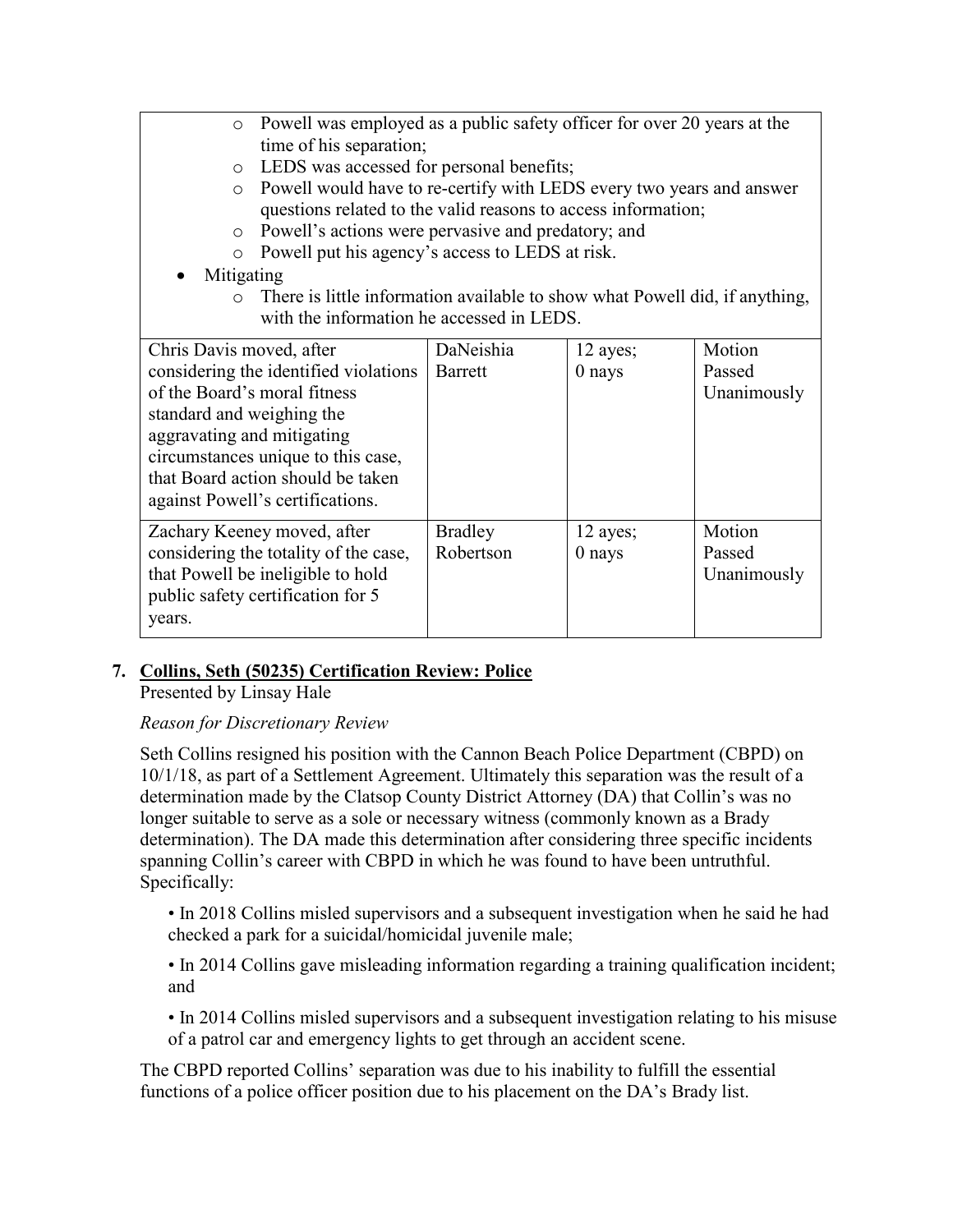- Powell was employed as a public safety officer for over 20 years at the time of his separation;
  - LEDS was accessed for personal benefits;
  - Powell would have to re-certify with LEDS every two years and answer questions related to the valid reasons to access information;
  - Powell's actions were pervasive and predatory; and
  - Powell put his agency's access to LEDS at risk.
- Mitigating
  - There is little information available to show what Powell did, if anything, with the information he accessed in LEDS.

| | | | |
|---|---|---|---|
| Chris Davis moved, after considering the identified violations of the Board's moral fitness standard and weighing the aggravating and mitigating circumstances unique to this case, that Board action should be taken against Powell's certifications. | DaNeishia Barrett | 12 ayes; 0 nays | Motion Passed Unanimously |
| Zachary Keeney moved, after considering the totality of the case, that Powell be ineligible to hold public safety certification for 5 years. | Bradley Robertson | 12 ayes; 0 nays | Motion Passed Unanimously |

## 7. Collins, Seth (50235) Certification Review: Police

Presented by Linsay Hale

*Reason for Discretionary Review*

Seth Collins resigned his position with the Cannon Beach Police Department (CBPD) on 10/1/18, as part of a Settlement Agreement. Ultimately this separation was the result of a determination made by the Clatsop County District Attorney (DA) that Collin's was no longer suitable to serve as a sole or necessary witness (commonly known as a Brady determination). The DA made this determination after considering three specific incidents spanning Collin's career with CBPD in which he was found to have been untruthful. Specifically:

• In 2018 Collins misled supervisors and a subsequent investigation when he said he had checked a park for a suicidal/homicidal juvenile male;

• In 2014 Collins gave misleading information regarding a training qualification incident; and

• In 2014 Collins misled supervisors and a subsequent investigation relating to his misuse of a patrol car and emergency lights to get through an accident scene.

The CBPD reported Collins' separation was due to his inability to fulfill the essential functions of a police officer position due to his placement on the DA's Brady list.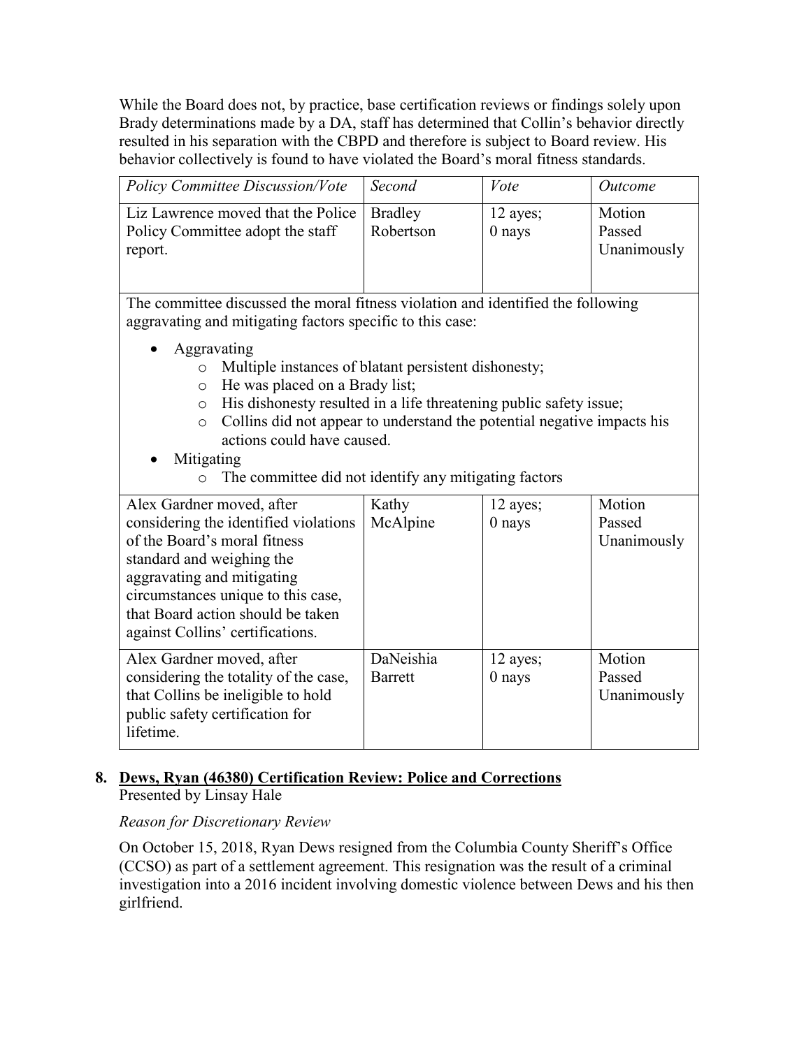While the Board does not, by practice, base certification reviews or findings solely upon Brady determinations made by a DA, staff has determined that Collin's behavior directly resulted in his separation with the CBPD and therefore is subject to Board review. His behavior collectively is found to have violated the Board's moral fitness standards.

| *Policy Committee Discussion/Vote* | *Second* | *Vote* | *Outcome* |
|---|---|---|---|
| Liz Lawrence moved that the Police Policy Committee adopt the staff report. | Bradley Robertson | 12 ayes; 0 nays | Motion Passed Unanimously |
| The committee discussed the moral fitness violation and identified the following aggravating and mitigating factors specific to this case:<br>• Aggravating<br>  o Multiple instances of blatant persistent dishonesty;<br>  o He was placed on a Brady list;<br>  o His dishonesty resulted in a life threatening public safety issue;<br>  o Collins did not appear to understand the potential negative impacts his actions could have caused.<br>• Mitigating<br>  o The committee did not identify any mitigating factors | | | |
| Alex Gardner moved, after considering the identified violations of the Board's moral fitness standard and weighing the aggravating and mitigating circumstances unique to this case, that Board action should be taken against Collins' certifications. | Kathy McAlpine | 12 ayes; 0 nays | Motion Passed Unanimously |
| Alex Gardner moved, after considering the totality of the case, that Collins be ineligible to hold public safety certification for lifetime. | DaNeishia Barrett | 12 ayes; 0 nays | Motion Passed Unanimously |

## 8. Dews, Ryan (46380) Certification Review: Police and Corrections

Presented by Linsay Hale

*Reason for Discretionary Review*

On October 15, 2018, Ryan Dews resigned from the Columbia County Sheriff's Office (CCSO) as part of a settlement agreement. This resignation was the result of a criminal investigation into a 2016 incident involving domestic violence between Dews and his then girlfriend.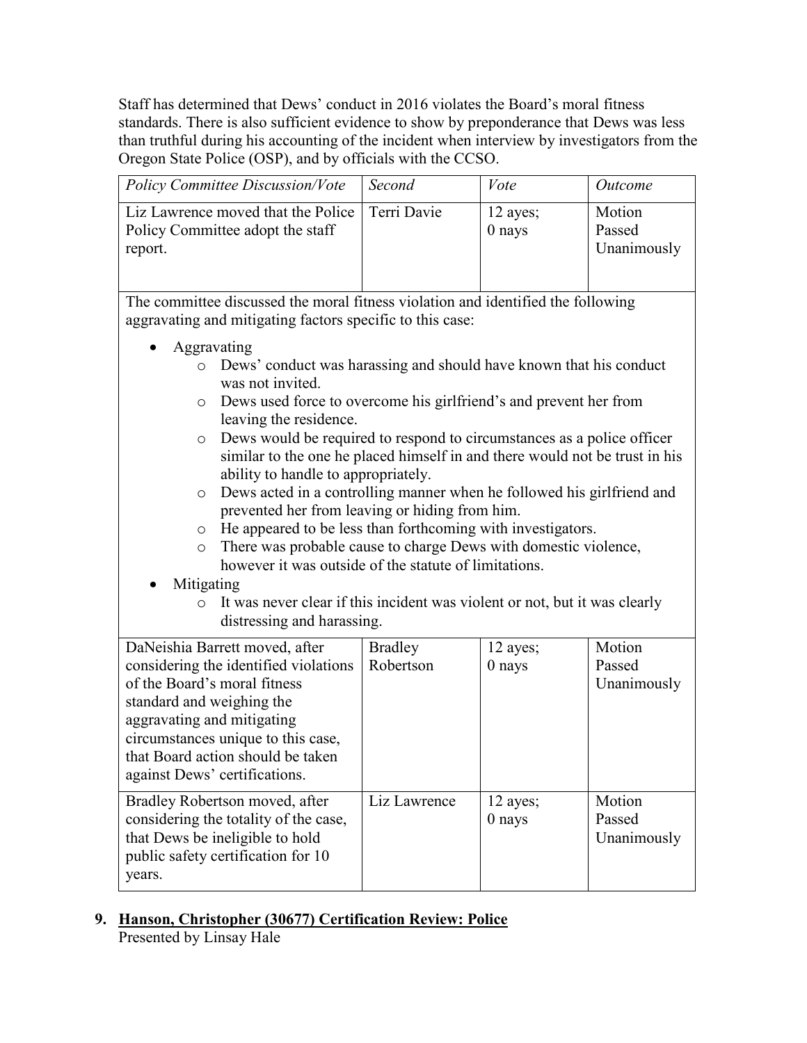Staff has determined that Dews' conduct in 2016 violates the Board's moral fitness standards. There is also sufficient evidence to show by preponderance that Dews was less than truthful during his accounting of the incident when interview by investigators from the Oregon State Police (OSP), and by officials with the CCSO.

| *Policy Committee Discussion/Vote* | *Second* | *Vote* | *Outcome* |
|---|---|---|---|
| Liz Lawrence moved that the Police Policy Committee adopt the staff report. | Terri Davie | 12 ayes; 0 nays | Motion Passed Unanimously |
| The committee discussed the moral fitness violation and identified the following aggravating and mitigating factors specific to this case:<br><br>- Aggravating<br>  - Dews' conduct was harassing and should have known that his conduct was not invited.<br>  - Dews used force to overcome his girlfriend's and prevent her from leaving the residence.<br>  - Dews would be required to respond to circumstances as a police officer similar to the one he placed himself in and there would not be trust in his ability to handle to appropriately.<br>  - Dews acted in a controlling manner when he followed his girlfriend and prevented her from leaving or hiding from him.<br>  - He appeared to be less than forthcoming with investigators.<br>  - There was probable cause to charge Dews with domestic violence, however it was outside of the statute of limitations.<br>- Mitigating<br>  - It was never clear if this incident was violent or not, but it was clearly distressing and harassing. | | | |
| DaNeishia Barrett moved, after considering the identified violations of the Board's moral fitness standard and weighing the aggravating and mitigating circumstances unique to this case, that Board action should be taken against Dews' certifications. | Bradley Robertson | 12 ayes; 0 nays | Motion Passed Unanimously |
| Bradley Robertson moved, after considering the totality of the case, that Dews be ineligible to hold public safety certification for 10 years. | Liz Lawrence | 12 ayes; 0 nays | Motion Passed Unanimously |

**9. <u>Hanson, Christopher (30677) Certification Review: Police</u>**
Presented by Linsay Hale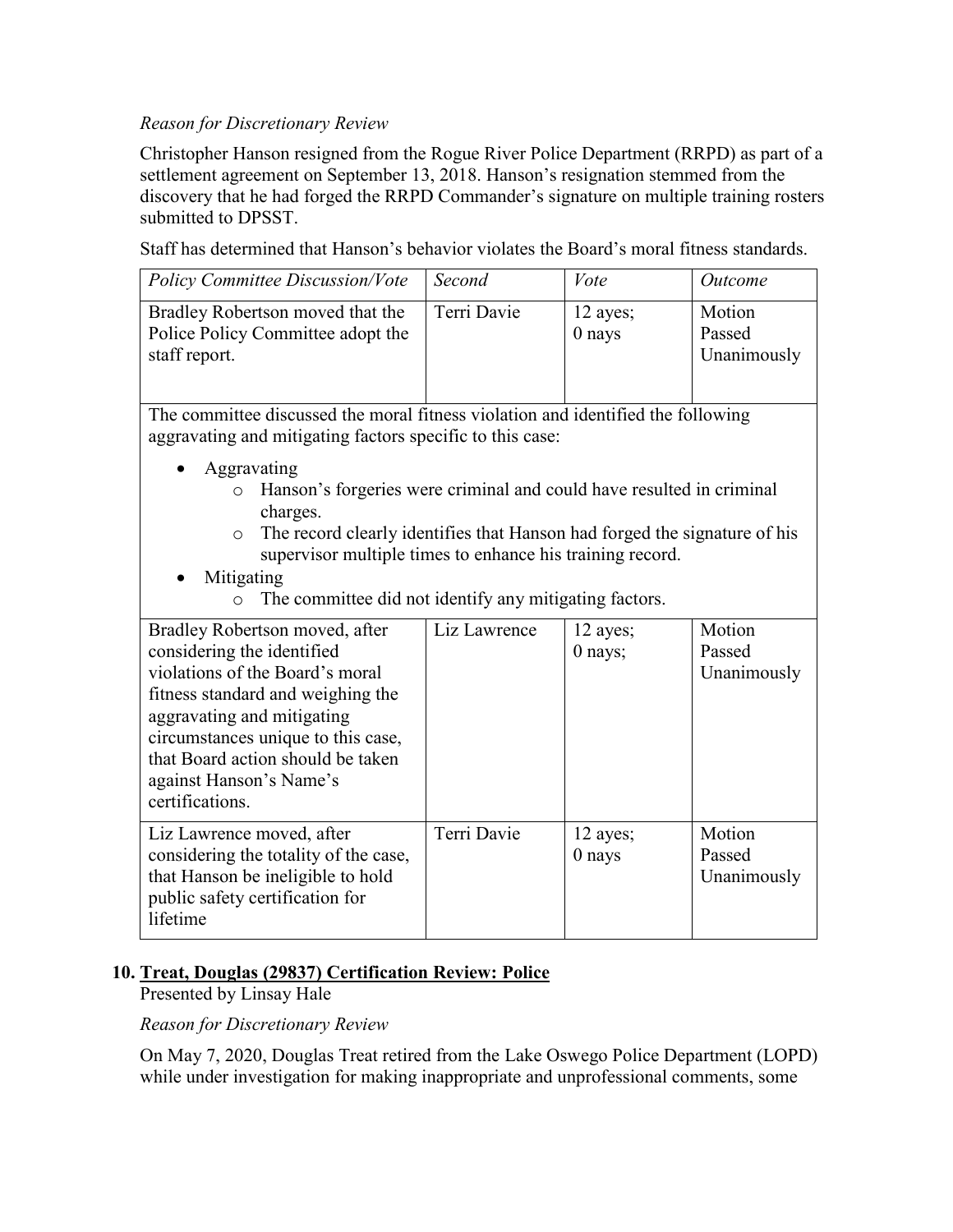*Reason for Discretionary Review*

Christopher Hanson resigned from the Rogue River Police Department (RRPD) as part of a settlement agreement on September 13, 2018. Hanson's resignation stemmed from the discovery that he had forged the RRPD Commander's signature on multiple training rosters submitted to DPSST.

Staff has determined that Hanson's behavior violates the Board's moral fitness standards.

| *Policy Committee Discussion/Vote* | *Second* | *Vote* | *Outcome* |
|---|---|---|---|
| Bradley Robertson moved that the Police Policy Committee adopt the staff report. | Terri Davie | 12 ayes; 0 nays | Motion Passed Unanimously |
| The committee discussed the moral fitness violation and identified the following aggravating and mitigating factors specific to this case:<br>• Aggravating<br>  o Hanson's forgeries were criminal and could have resulted in criminal charges.<br>  o The record clearly identifies that Hanson had forged the signature of his supervisor multiple times to enhance his training record.<br>• Mitigating<br>  o The committee did not identify any mitigating factors. | | | |
| Bradley Robertson moved, after considering the identified violations of the Board's moral fitness standard and weighing the aggravating and mitigating circumstances unique to this case, that Board action should be taken against Hanson's Name's certifications. | Liz Lawrence | 12 ayes; 0 nays; | Motion Passed Unanimously |
| Liz Lawrence moved, after considering the totality of the case, that Hanson be ineligible to hold public safety certification for lifetime | Terri Davie | 12 ayes; 0 nays | Motion Passed Unanimously |

## 10. Treat, Douglas (29837) Certification Review: Police

Presented by Linsay Hale

*Reason for Discretionary Review*

On May 7, 2020, Douglas Treat retired from the Lake Oswego Police Department (LOPD) while under investigation for making inappropriate and unprofessional comments, some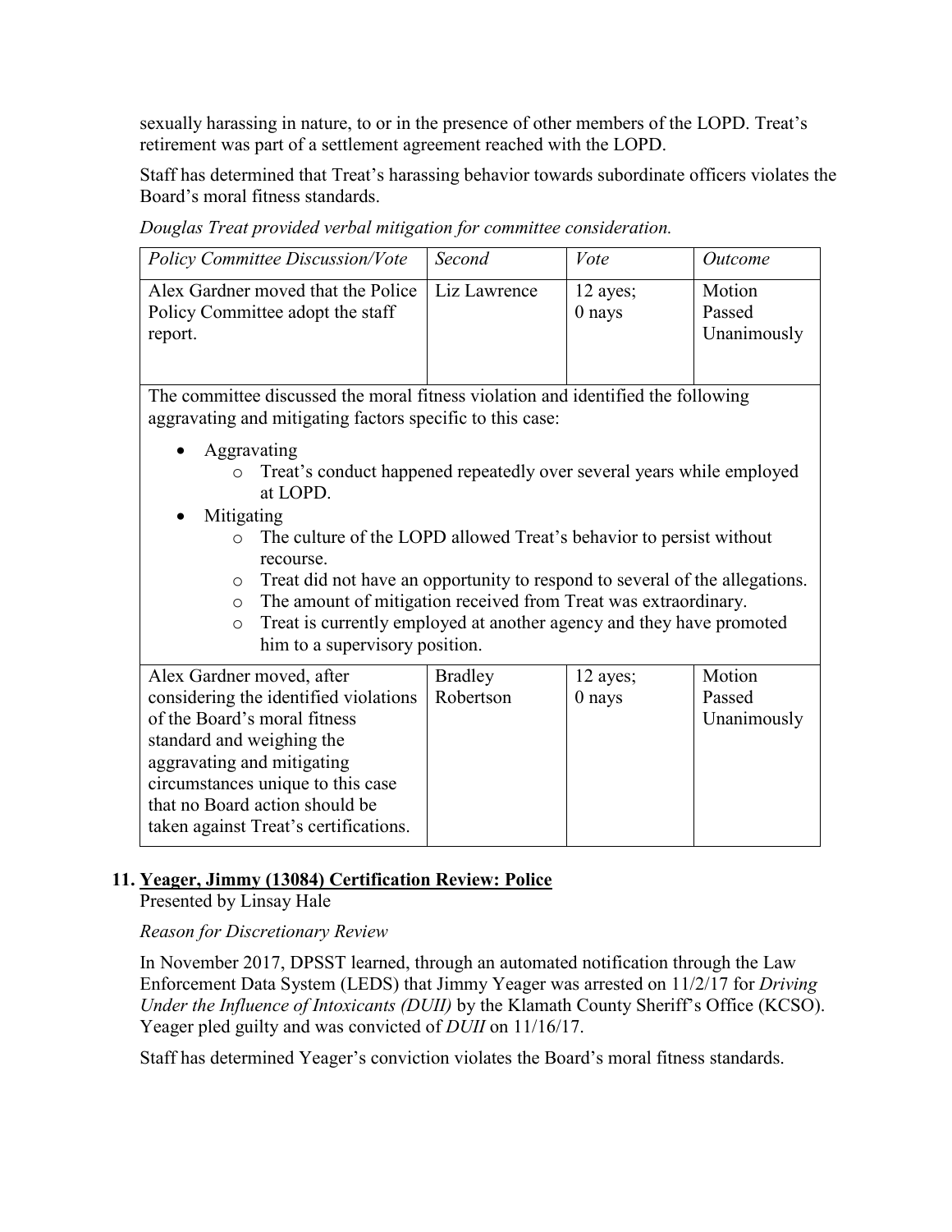sexually harassing in nature, to or in the presence of other members of the LOPD. Treat's retirement was part of a settlement agreement reached with the LOPD.

Staff has determined that Treat's harassing behavior towards subordinate officers violates the Board's moral fitness standards.

*Douglas Treat provided verbal mitigation for committee consideration.*

| *Policy Committee Discussion/Vote* | *Second* | *Vote* | *Outcome* |
|---|---|---|---|
| Alex Gardner moved that the Police Policy Committee adopt the staff report. | Liz Lawrence | 12 ayes; 0 nays | Motion Passed Unanimously |
| The committee discussed the moral fitness violation and identified the following aggravating and mitigating factors specific to this case:<br>• Aggravating<br>  o Treat's conduct happened repeatedly over several years while employed at LOPD.<br>• Mitigating<br>  o The culture of the LOPD allowed Treat's behavior to persist without recourse.<br>  o Treat did not have an opportunity to respond to several of the allegations.<br>  o The amount of mitigation received from Treat was extraordinary.<br>  o Treat is currently employed at another agency and they have promoted him to a supervisory position. | | | |
| Alex Gardner moved, after considering the identified violations of the Board's moral fitness standard and weighing the aggravating and mitigating circumstances unique to this case that no Board action should be taken against Treat's certifications. | Bradley Robertson | 12 ayes; 0 nays | Motion Passed Unanimously |

## 11. Yeager, Jimmy (13084) Certification Review: Police

Presented by Linsay Hale

*Reason for Discretionary Review*

In November 2017, DPSST learned, through an automated notification through the Law Enforcement Data System (LEDS) that Jimmy Yeager was arrested on 11/2/17 for *Driving Under the Influence of Intoxicants (DUII)* by the Klamath County Sheriff's Office (KCSO). Yeager pled guilty and was convicted of *DUII* on 11/16/17.

Staff has determined Yeager's conviction violates the Board's moral fitness standards.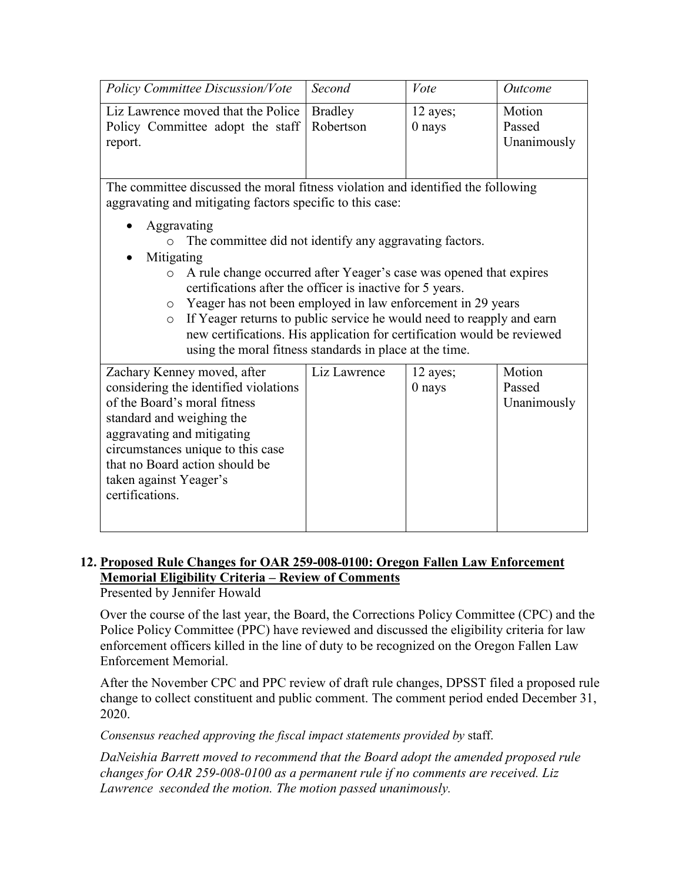| *Policy Committee Discussion/Vote* | *Second* | *Vote* | *Outcome* |
|---|---|---|---|
| Liz Lawrence moved that the Police Policy Committee adopt the staff report. | Bradley Robertson | 12 ayes; 0 nays | Motion Passed Unanimously |
| The committee discussed the moral fitness violation and identified the following aggravating and mitigating factors specific to this case:<br>• Aggravating<br>  ○ The committee did not identify any aggravating factors.<br>• Mitigating<br>  ○ A rule change occurred after Yeager's case was opened that expires certifications after the officer is inactive for 5 years.<br>  ○ Yeager has not been employed in law enforcement in 29 years<br>  ○ If Yeager returns to public service he would need to reapply and earn new certifications. His application for certification would be reviewed using the moral fitness standards in place at the time. | | | |
| Zachary Kenney moved, after considering the identified violations of the Board's moral fitness standard and weighing the aggravating and mitigating circumstances unique to this case that no Board action should be taken against Yeager's certifications. | Liz Lawrence | 12 ayes; 0 nays | Motion Passed Unanimously |

**12. <u>Proposed Rule Changes for OAR 259-008-0100: Oregon Fallen Law Enforcement Memorial Eligibility Criteria – Review of Comments</u>**

Presented by Jennifer Howald

Over the course of the last year, the Board, the Corrections Policy Committee (CPC) and the Police Policy Committee (PPC) have reviewed and discussed the eligibility criteria for law enforcement officers killed in the line of duty to be recognized on the Oregon Fallen Law Enforcement Memorial.

After the November CPC and PPC review of draft rule changes, DPSST filed a proposed rule change to collect constituent and public comment. The comment period ended December 31, 2020.

*Consensus reached approving the fiscal impact statements provided by* staff.

*DaNeishia Barrett moved to recommend that the Board adopt the amended proposed rule changes for OAR 259-008-0100 as a permanent rule if no comments are received. Liz Lawrence seconded the motion. The motion passed unanimously.*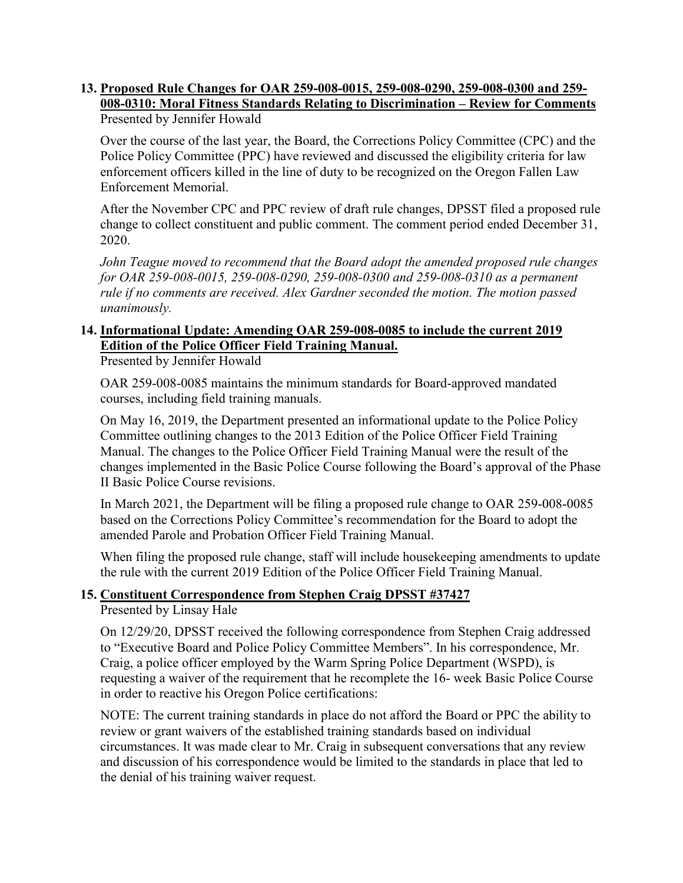**13. Proposed Rule Changes for OAR 259-008-0015, 259-008-0290, 259-008-0300 and 259-008-0310: Moral Fitness Standards Relating to Discrimination – Review for Comments**

Presented by Jennifer Howald

Over the course of the last year, the Board, the Corrections Policy Committee (CPC) and the Police Policy Committee (PPC) have reviewed and discussed the eligibility criteria for law enforcement officers killed in the line of duty to be recognized on the Oregon Fallen Law Enforcement Memorial.

After the November CPC and PPC review of draft rule changes, DPSST filed a proposed rule change to collect constituent and public comment. The comment period ended December 31, 2020.

*John Teague moved to recommend that the Board adopt the amended proposed rule changes for OAR 259-008-0015, 259-008-0290, 259-008-0300 and 259-008-0310 as a permanent rule if no comments are received. Alex Gardner seconded the motion. The motion passed unanimously.*

**14. Informational Update: Amending OAR 259-008-0085 to include the current 2019 Edition of the Police Officer Field Training Manual.**

Presented by Jennifer Howald

OAR 259-008-0085 maintains the minimum standards for Board-approved mandated courses, including field training manuals.

On May 16, 2019, the Department presented an informational update to the Police Policy Committee outlining changes to the 2013 Edition of the Police Officer Field Training Manual. The changes to the Police Officer Field Training Manual were the result of the changes implemented in the Basic Police Course following the Board's approval of the Phase II Basic Police Course revisions.

In March 2021, the Department will be filing a proposed rule change to OAR 259-008-0085 based on the Corrections Policy Committee's recommendation for the Board to adopt the amended Parole and Probation Officer Field Training Manual.

When filing the proposed rule change, staff will include housekeeping amendments to update the rule with the current 2019 Edition of the Police Officer Field Training Manual.

**15. Constituent Correspondence from Stephen Craig DPSST #37427**

Presented by Linsay Hale

On 12/29/20, DPSST received the following correspondence from Stephen Craig addressed to "Executive Board and Police Policy Committee Members". In his correspondence, Mr. Craig, a police officer employed by the Warm Spring Police Department (WSPD), is requesting a waiver of the requirement that he recomplete the 16- week Basic Police Course in order to reactive his Oregon Police certifications:

NOTE: The current training standards in place do not afford the Board or PPC the ability to review or grant waivers of the established training standards based on individual circumstances. It was made clear to Mr. Craig in subsequent conversations that any review and discussion of his correspondence would be limited to the standards in place that led to the denial of his training waiver request.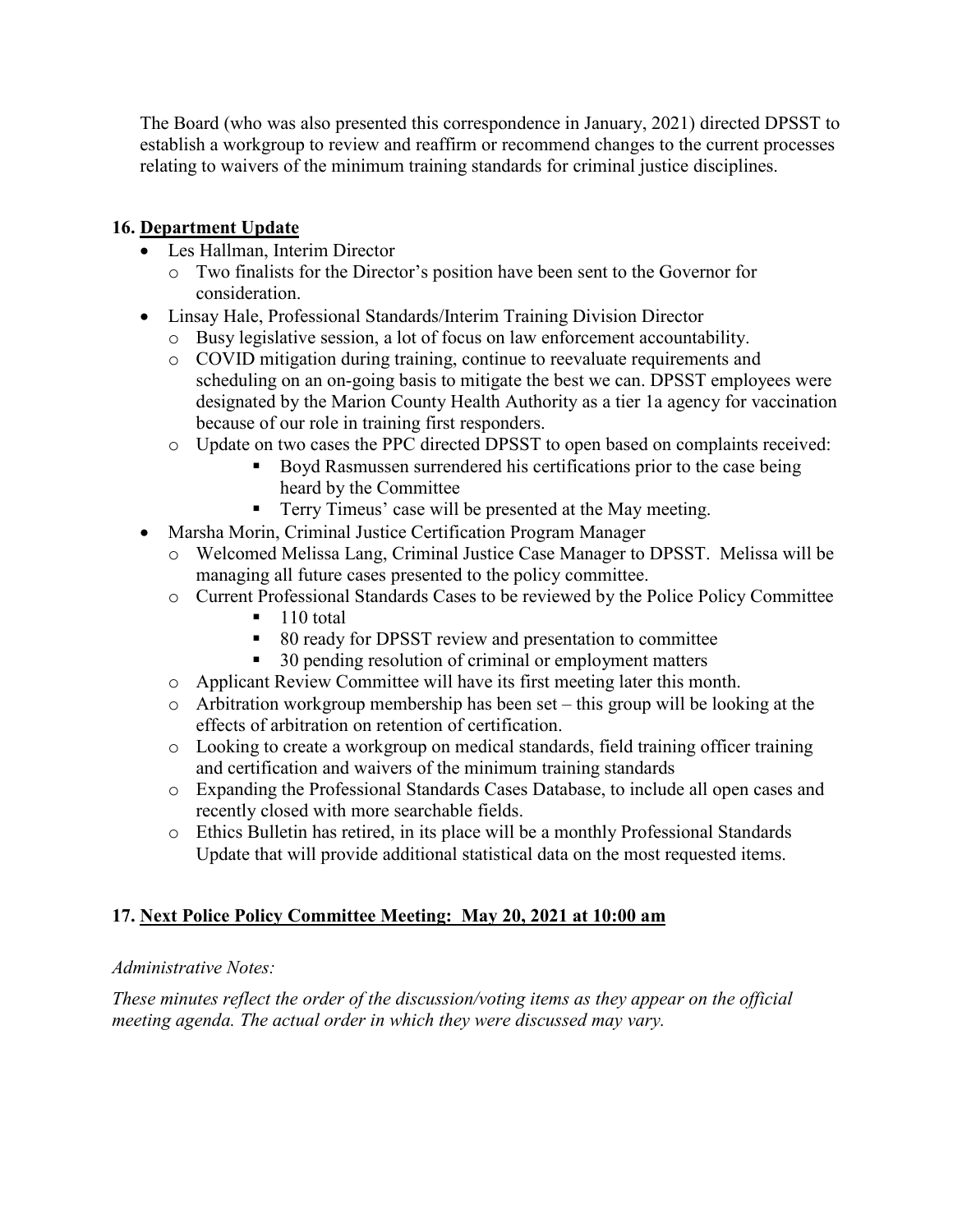The Board (who was also presented this correspondence in January, 2021) directed DPSST to establish a workgroup to review and reaffirm or recommend changes to the current processes relating to waivers of the minimum training standards for criminal justice disciplines.

## 16. Department Update

- Les Hallman, Interim Director
  - Two finalists for the Director's position have been sent to the Governor for consideration.
- Linsay Hale, Professional Standards/Interim Training Division Director
  - Busy legislative session, a lot of focus on law enforcement accountability.
  - COVID mitigation during training, continue to reevaluate requirements and scheduling on an on-going basis to mitigate the best we can. DPSST employees were designated by the Marion County Health Authority as a tier 1a agency for vaccination because of our role in training first responders.
  - Update on two cases the PPC directed DPSST to open based on complaints received:
    - Boyd Rasmussen surrendered his certifications prior to the case being heard by the Committee
    - Terry Timeus' case will be presented at the May meeting.
- Marsha Morin, Criminal Justice Certification Program Manager
  - Welcomed Melissa Lang, Criminal Justice Case Manager to DPSST. Melissa will be managing all future cases presented to the policy committee.
  - Current Professional Standards Cases to be reviewed by the Police Policy Committee
    - 110 total
    - 80 ready for DPSST review and presentation to committee
    - 30 pending resolution of criminal or employment matters
  - Applicant Review Committee will have its first meeting later this month.
  - Arbitration workgroup membership has been set – this group will be looking at the effects of arbitration on retention of certification.
  - Looking to create a workgroup on medical standards, field training officer training and certification and waivers of the minimum training standards
  - Expanding the Professional Standards Cases Database, to include all open cases and recently closed with more searchable fields.
  - Ethics Bulletin has retired, in its place will be a monthly Professional Standards Update that will provide additional statistical data on the most requested items.

## 17. Next Police Policy Committee Meeting: May 20, 2021 at 10:00 am

*Administrative Notes:*

*These minutes reflect the order of the discussion/voting items as they appear on the official meeting agenda. The actual order in which they were discussed may vary.*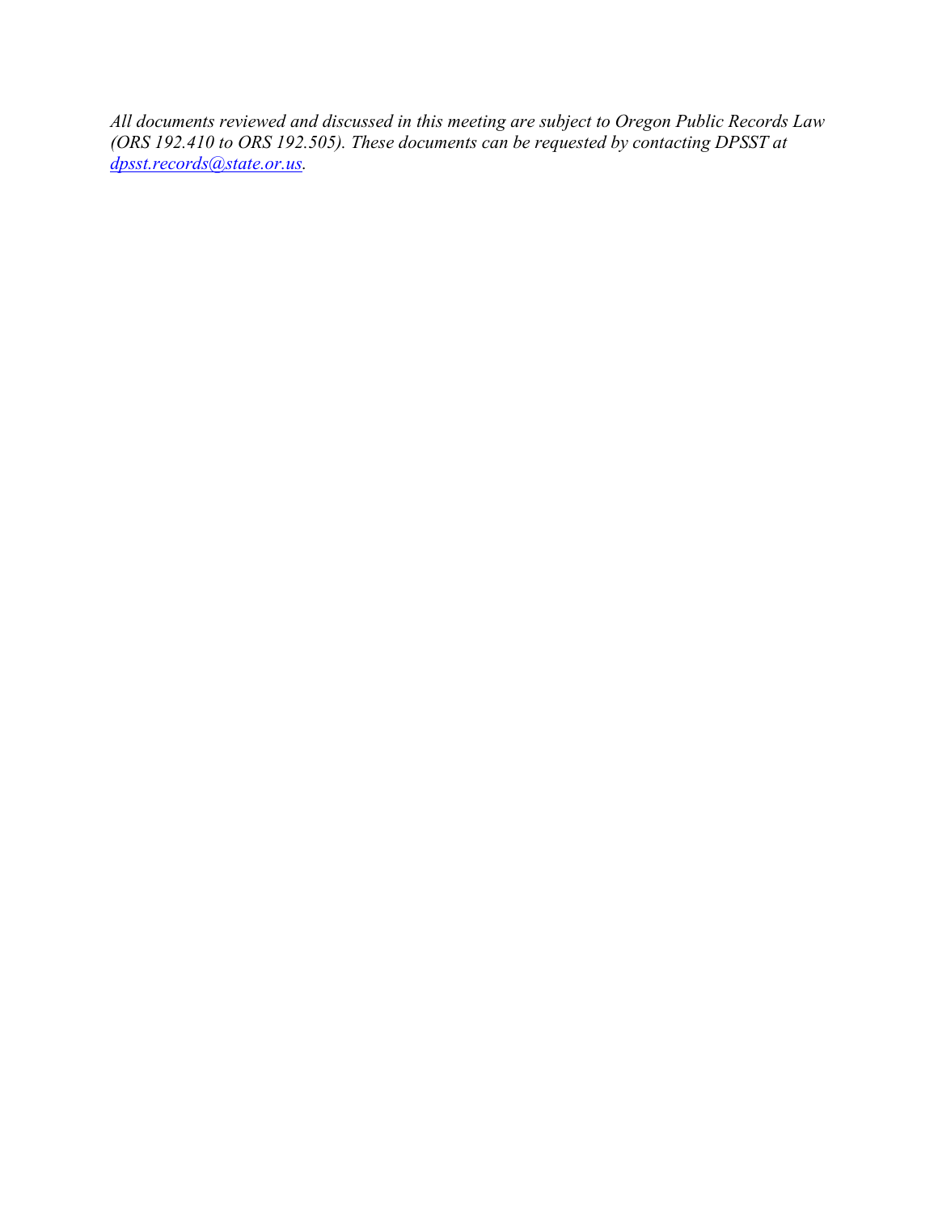*All documents reviewed and discussed in this meeting are subject to Oregon Public Records Law (ORS 192.410 to ORS 192.505). These documents can be requested by contacting DPSST at [dpsst.records@state.or.us](mailto:dpsst.records@state.or.us).*